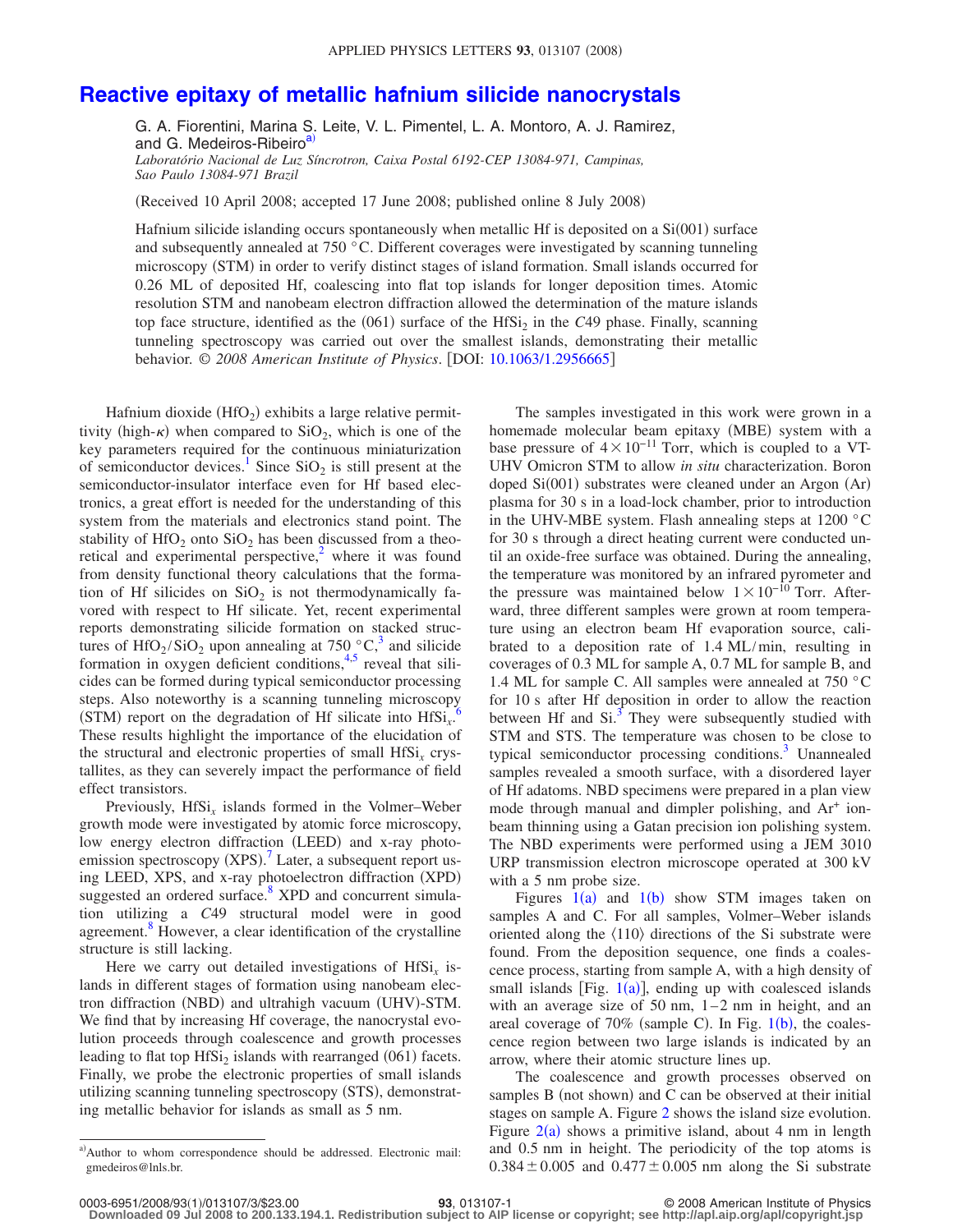# Reactive epitaxy of metallic hafnium silicide nanocrystals

G. A. Fiorentini, Marina S. Leite, V. L. Pimentel, L. A. Montoro, A. J. Ramirez, and G. Medeiros-Ribeiro[a)]

*Laboratório Nacional de Luz Síncrotron, Caixa Postal 6192-CEP 13084-971, Campinas, Sao Paulo 13084-971 Brazil*

(Received 10 April 2008; accepted 17 June 2008; published online 8 July 2008)

Hafnium silicide islanding occurs spontaneously when metallic Hf is deposited on a Si(001) surface and subsequently annealed at 750 °C. Different coverages were investigated by scanning tunneling microscopy (STM) in order to verify distinct stages of island formation. Small islands occurred for 0.26 ML of deposited Hf, coalescing into flat top islands for longer deposition times. Atomic resolution STM and nanobeam electron diffraction allowed the determination of the mature islands top face structure, identified as the (061) surface of the $HfSi_2$ in the *C*49 phase. Finally, scanning tunneling spectroscopy was carried out over the smallest islands, demonstrating their metallic behavior. *© 2008 American Institute of Physics*. [DOI: 10.1063/1.2956665]

Hafnium dioxide ($HfO_2$) exhibits a large relative permittivity (high-$\kappa$) when compared to $SiO_2$, which is one of the key parameters required for the continuous miniaturization of semiconductor devices.[1] Since $SiO_2$ is still present at the semiconductor-insulator interface even for Hf based electronics, a great effort is needed for the understanding of this system from the materials and electronics stand point. The stability of $HfO_2$ onto $SiO_2$ has been discussed from a theoretical and experimental perspective,[2] where it was found from density functional theory calculations that the formation of Hf silicides on $SiO_2$ is not thermodynamically favored with respect to Hf silicate. Yet, recent experimental reports demonstrating silicide formation on stacked structures of $HfO_2/SiO_2$ upon annealing at 750 °C,[3] and silicide formation in oxygen deficient conditions,[4,5] reveal that silicides can be formed during typical semiconductor processing steps. Also noteworthy is a scanning tunneling microscopy (STM) report on the degradation of Hf silicate into $HfSi_x$.[6] These results highlight the importance of the elucidation of the structural and electronic properties of small $HfSi_x$ crystallites, as they can severely impact the performance of field effect transistors.

Previously, $HfSi_x$ islands formed in the Volmer–Weber growth mode were investigated by atomic force microscopy, low energy electron diffraction (LEED) and x-ray photoemission spectroscopy (XPS).[7] Later, a subsequent report using LEED, XPS, and x-ray photoelectron diffraction (XPD) suggested an ordered surface.[8] XPD and concurrent simulation utilizing a *C*49 structural model were in good agreement.[8] However, a clear identification of the crystalline structure is still lacking.

Here we carry out detailed investigations of $HfSi_x$ islands in different stages of formation using nanobeam electron diffraction (NBD) and ultrahigh vacuum (UHV)-STM. We find that by increasing Hf coverage, the nanocrystal evolution proceeds through coalescence and growth processes leading to flat top $HfSi_2$ islands with rearranged (061) facets. Finally, we probe the electronic properties of small islands utilizing scanning tunneling spectroscopy (STS), demonstrating metallic behavior for islands as small as 5 nm.

The samples investigated in this work were grown in a homemade molecular beam epitaxy (MBE) system with a base pressure of $4\times10^{-11}$ Torr, which is coupled to a VT-UHV Omicron STM to allow *in situ* characterization. Boron doped Si(001) substrates were cleaned under an Argon (Ar) plasma for 30 s in a load-lock chamber, prior to introduction in the UHV-MBE system. Flash annealing steps at 1200 °C for 30 s through a direct heating current were conducted until an oxide-free surface was obtained. During the annealing, the temperature was monitored by an infrared pyrometer and the pressure was maintained below $1\times10^{-10}$ Torr. Afterward, three different samples were grown at room temperature using an electron beam Hf evaporation source, calibrated to a deposition rate of 1.4 ML/min, resulting in coverages of 0.3 ML for sample A, 0.7 ML for sample B, and 1.4 ML for sample C. All samples were annealed at 750 °C for 10 s after Hf deposition in order to allow the reaction between Hf and Si.[3] They were subsequently studied with STM and STS. The temperature was chosen to be close to typical semiconductor processing conditions.[3] Unannealed samples revealed a smooth surface, with a disordered layer of Hf adatoms. NBD specimens were prepared in a plan view mode through manual and dimpler polishing, and $Ar^+$ ion-beam thinning using a Gatan precision ion polishing system. The NBD experiments were performed using a JEM 3010 URP transmission electron microscope operated at 300 kV with a 5 nm probe size.

Figures 1(a) and 1(b) show STM images taken on samples A and C. For all samples, Volmer–Weber islands oriented along the ⟨110⟩ directions of the Si substrate were found. From the deposition sequence, one finds a coalescence process, starting from sample A, with a high density of small islands [Fig. 1(a)], ending up with coalesced islands with an average size of 50 nm, 1–2 nm in height, and an areal coverage of 70% (sample C). In Fig. 1(b), the coalescence region between two large islands is indicated by an arrow, where their atomic structure lines up.

The coalescence and growth processes observed on samples B (not shown) and C can be observed at their initial stages on sample A. Figure 2 shows the island size evolution. Figure 2(a) shows a primitive island, about 4 nm in length and 0.5 nm in height. The periodicity of the top atoms is $0.384\pm0.005$ and $0.477\pm0.005$ nm along the Si substrate

---

a)Author to whom correspondence should be addressed. Electronic mail: gmedeiros@lnls.br.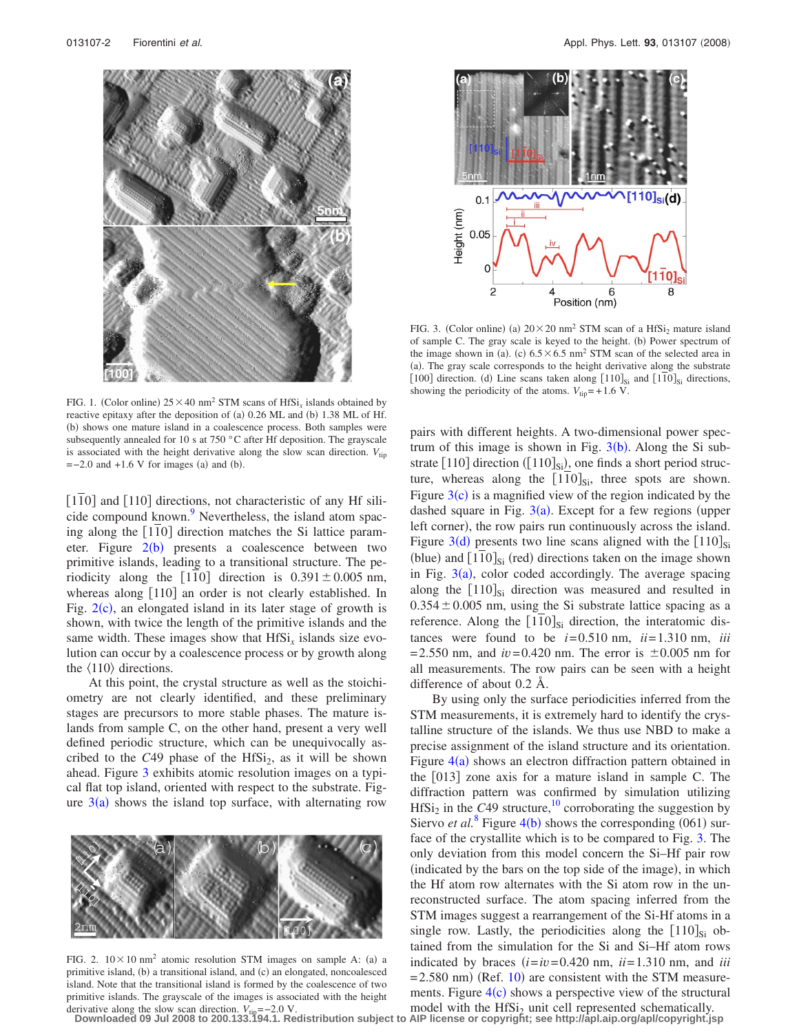FIG. 1. (Color online) $25\times40$ nm$^2$ STM scans of $HfSi_x$ islands obtained by reactive epitaxy after the deposition of (a) 0.26 ML and (b) 1.38 ML of Hf. (b) shows one mature island in a coalescence process. Both samples were subsequently annealed for 10 s at 750 °C after Hf deposition. The grayscale is associated with the height derivative along the slow scan direction. $V_{tip}=-2.0$ and +1.6 V for images (a) and (b).

$[1\bar{1}0]$ and $[110]$ directions, not characteristic of any Hf silicide compound known.[9] Nevertheless, the island atom spacing along the $[1\bar{1}0]$ direction matches the Si lattice parameter. Figure 2(b) presents a coalescence between two primitive islands, leading to a transitional structure. The periodicity along the $[1\bar{1}0]$ direction is $0.391\pm0.005$ nm, whereas along $[110]$ an order is not clearly established. In Fig. 2(c), an elongated island in its later stage of growth is shown, with twice the length of the primitive islands and the same width. These images show that $HfSi_x$ islands size evolution can occur by a coalescence process or by growth along the $\langle110\rangle$ directions.

At this point, the crystal structure as well as the stoichiometry are not clearly identified, and these preliminary stages are precursors to more stable phases. The mature islands from sample C, on the other hand, present a very well defined periodic structure, which can be unequivocally ascribed to the *C*49 phase of the $HfSi_2$, as it will be shown ahead. Figure 3 exhibits atomic resolution images on a typical flat top island, oriented with respect to the substrate. Figure 3(a) shows the island top surface, with alternating row pairs with different heights. A two-dimensional power spectrum of this image is shown in Fig. 3(b). Along the Si substrate $[110]$ direction ($[110]_{Si}$), one finds a short period structure, whereas along the $[1\bar{1}0]_{Si}$, three spots are shown. Figure 3(c) is a magnified view of the region indicated by the dashed square in Fig. 3(a). Except for a few regions (upper left corner), the row pairs run continuously across the island. Figure 3(d) presents two line scans aligned with the $[110]_{Si}$ (blue) and $[1\bar{1}0]_{Si}$ (red) directions taken on the image shown in Fig. 3(a), color coded accordingly. The average spacing along the $[110]_{Si}$ direction was measured and resulted in $0.354\pm0.005$ nm, using the Si substrate lattice spacing as a reference. Along the $[1\bar{1}0]_{Si}$ direction, the interatomic distances were found to be $i=0.510$ nm, $ii=1.310$ nm, $iii=2.550$ nm, and $iv=0.420$ nm. The error is $\pm0.005$ nm for all measurements. The row pairs can be seen with a height difference of about 0.2 Å.

FIG. 2. $10\times10$ nm$^2$ atomic resolution STM images on sample A: (a) a primitive island, (b) a transitional island, and (c) an elongated, noncoalesced island. Note that the transitional island is formed by the coalescence of two primitive islands. The grayscale of the images is associated with the height derivative along the slow scan direction. $V_{tip}=-2.0$ V.

FIG. 3. (Color online) (a) $20\times20$ nm$^2$ STM scan of a $HfSi_2$ mature island of sample C. The gray scale is keyed to the height. (b) Power spectrum of the image shown in (a). (c) $6.5\times6.5$ nm$^2$ STM scan of the selected area in (a). The gray scale corresponds to the height derivative along the substrate [100] direction. (d) Line scans taken along $[110]_{Si}$ and $[1\bar{1}0]_{Si}$ directions, showing the periodicity of the atoms. $V_{tip}=+1.6$ V.

By using only the surface periodicities inferred from the STM measurements, it is extremely hard to identify the crystalline structure of the islands. We thus use NBD to make a precise assignment of the island structure and its orientation. Figure 4(a) shows an electron diffraction pattern obtained in the [013] zone axis for a mature island in sample C. The diffraction pattern was confirmed by simulation utilizing $HfSi_2$ in the *C*49 structure,[10] corroborating the suggestion by Siervo *et al.*[8] Figure 4(b) shows the corresponding (061) surface of the crystallite which is to be compared to Fig. 3. The only deviation from this model concern the Si–Hf pair row (indicated by the bars on the top side of the image), in which the Hf atom row alternates with the Si atom row in the unreconstructed surface. The atom spacing inferred from the STM images suggest a rearrangement of the Si-Hf atoms in a single row. Lastly, the periodicities along the $[110]_{Si}$ obtained from the simulation for the Si and Si–Hf atom rows indicated by braces ($i=iv=0.420$ nm, $ii=1.310$ nm, and $iii=2.580$ nm) (Ref. 10) are consistent with the STM measurements. Figure 4(c) shows a perspective view of the structural model with the $HfSi_2$ unit cell represented schematically.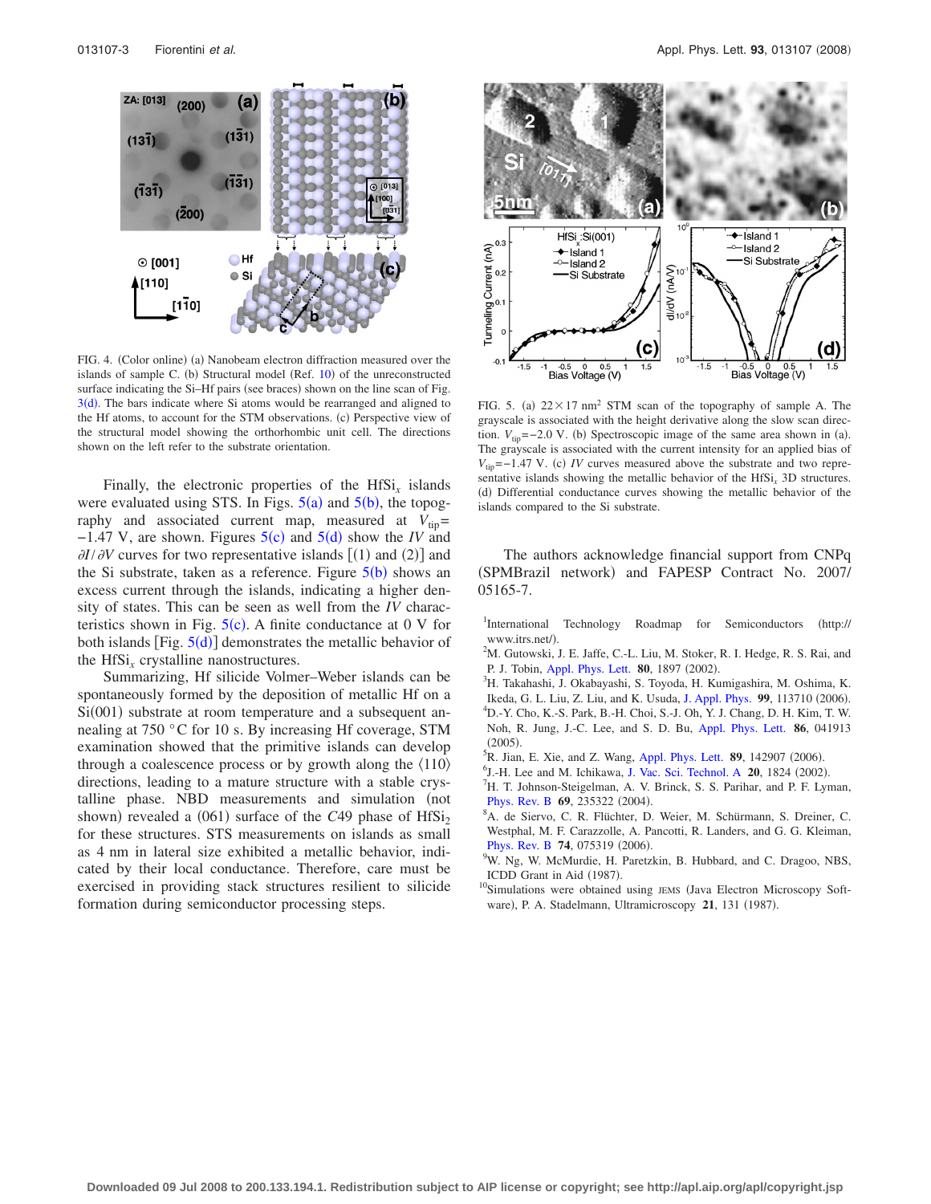FIG. 4. (Color online) (a) Nanobeam electron diffraction measured over the islands of sample C. (b) Structural model (Ref. 10) of the unreconstructed surface indicating the Si–Hf pairs (see braces) shown on the line scan of Fig. 3(d). The bars indicate where Si atoms would be rearranged and aligned to the Hf atoms, to account for the STM observations. (c) Perspective view of the structural model showing the orthorhombic unit cell. The directions shown on the left refer to the substrate orientation.

Finally, the electronic properties of the $HfSi_x$ islands were evaluated using STS. In Figs. 5(a) and 5(b), the topography and associated current map, measured at $V_{tip} = -1.47$ V, are shown. Figures 5(c) and 5(d) show the *IV* and $\partial I/\partial V$ curves for two representative islands [(1) and (2)] and the Si substrate, taken as a reference. Figure 5(b) shows an excess current through the islands, indicating a higher density of states. This can be seen as well from the *IV* characteristics shown in Fig. 5(c). A finite conductance at 0 V for both islands [Fig. 5(d)] demonstrates the metallic behavior of the $HfSi_x$ crystalline nanostructures.

Summarizing, Hf silicide Volmer–Weber islands can be spontaneously formed by the deposition of metallic Hf on a Si(001) substrate at room temperature and a subsequent annealing at 750 °C for 10 s. By increasing Hf coverage, STM examination showed that the primitive islands can develop through a coalescence process or by growth along the ⟨110⟩ directions, leading to a mature structure with a stable crystalline phase. NBD measurements and simulation (not shown) revealed a (061) surface of the *C*49 phase of $HfSi_2$ for these structures. STS measurements on islands as small as 4 nm in lateral size exhibited a metallic behavior, indicated by their local conductance. Therefore, care must be exercised in providing stack structures resilient to silicide formation during semiconductor processing steps.

FIG. 5. (a) $22 \times 17$ nm$^2$ STM scan of the topography of sample A. The grayscale is associated with the height derivative along the slow scan direction. $V_{tip} = -2.0$ V. (b) Spectroscopic image of the same area shown in (a). The grayscale is associated with the current intensity for an applied bias of $V_{tip} = -1.47$ V. (c) *IV* curves measured above the substrate and two representative islands showing the metallic behavior of the $HfSi_x$ 3D structures. (d) Differential conductance curves showing the metallic behavior of the islands compared to the Si substrate.

The authors acknowledge financial support from CNPq (SPMBrazil network) and FAPESP Contract No. 2007/05165-7.

[1] International Technology Roadmap for Semiconductors (http://www.itrs.net/).
[2] M. Gutowski, J. E. Jaffe, C.-L. Liu, M. Stoker, R. I. Hedge, R. S. Rai, and P. J. Tobin, Appl. Phys. Lett. **80**, 1897 (2002).
[3] H. Takahashi, J. Okabayashi, S. Toyoda, H. Kumigashira, M. Oshima, K. Ikeda, G. L. Liu, Z. Liu, and K. Usuda, J. Appl. Phys. **99**, 113710 (2006).
[4] D.-Y. Cho, K.-S. Park, B.-H. Choi, S.-J. Oh, Y. J. Chang, D. H. Kim, T. W. Noh, R. Jung, J.-C. Lee, and S. D. Bu, Appl. Phys. Lett. **86**, 041913 (2005).
[5] R. Jian, E. Xie, and Z. Wang, Appl. Phys. Lett. **89**, 142907 (2006).
[6] J.-H. Lee and M. Ichikawa, J. Vac. Sci. Technol. A **20**, 1824 (2002).
[7] H. Johnson-Steigelman, A. V. Brinck, S. S. Parihar, and P. F. Lyman, Phys. Rev. B **69**, 235322 (2004).
[8] A. de Siervo, C. R. Flüchter, D. Weier, M. Schürmann, S. Dreiner, C. Westphal, M. F. Carazzolle, A. Pancotti, R. Landers, and G. G. Kleiman, Phys. Rev. B **74**, 075319 (2006).
[9] W. Ng, W. McMurdie, H. Paretzkin, B. Hubbard, and C. Dragoo, NBS, ICDD Grant in Aid (1987).
[10] Simulations were obtained using JEMS (Java Electron Microscopy Software), P. A. Stadelmann, Ultramicroscopy **21**, 131 (1987).